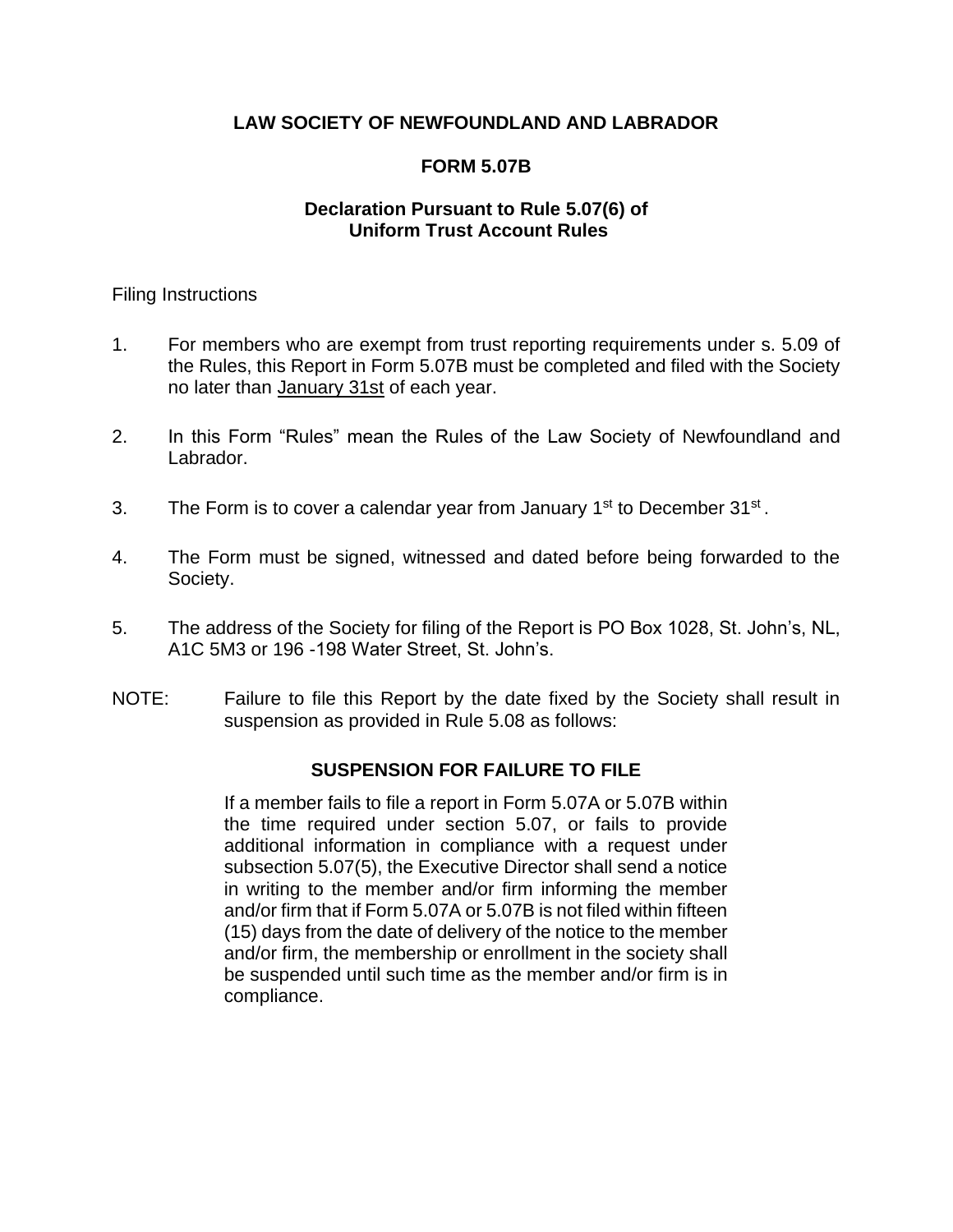# LAW SOCIETY OF NEWFOUNDLAND AND LABRADOR

## FORM 5.07B

### Declaration Pursuant to Rule 5.07(6) of Uniform Trust Account Rules

Filing Instructions

1. For members who are exempt from trust reporting requirements under s. 5.09 of the Rules, this Report in Form 5.07B must be completed and filed with the Society no later than <u>January 31st</u> of each year.

2. In this Form "Rules" mean the Rules of the Law Society of Newfoundland and Labrador.

3. The Form is to cover a calendar year from January 1st to December 31st.

4. The Form must be signed, witnessed and dated before being forwarded to the Society.

5. The address of the Society for filing of the Report is PO Box 1028, St. John's, NL, A1C 5M3 or 196 -198 Water Street, St. John's.

NOTE: Failure to file this Report by the date fixed by the Society shall result in suspension as provided in Rule 5.08 as follows:

**SUSPENSION FOR FAILURE TO FILE**

If a member fails to file a report in Form 5.07A or 5.07B within the time required under section 5.07, or fails to provide additional information in compliance with a request under subsection 5.07(5), the Executive Director shall send a notice in writing to the member and/or firm informing the member and/or firm that if Form 5.07A or 5.07B is not filed within fifteen (15) days from the date of delivery of the notice to the member and/or firm, the membership or enrollment in the society shall be suspended until such time as the member and/or firm is in compliance.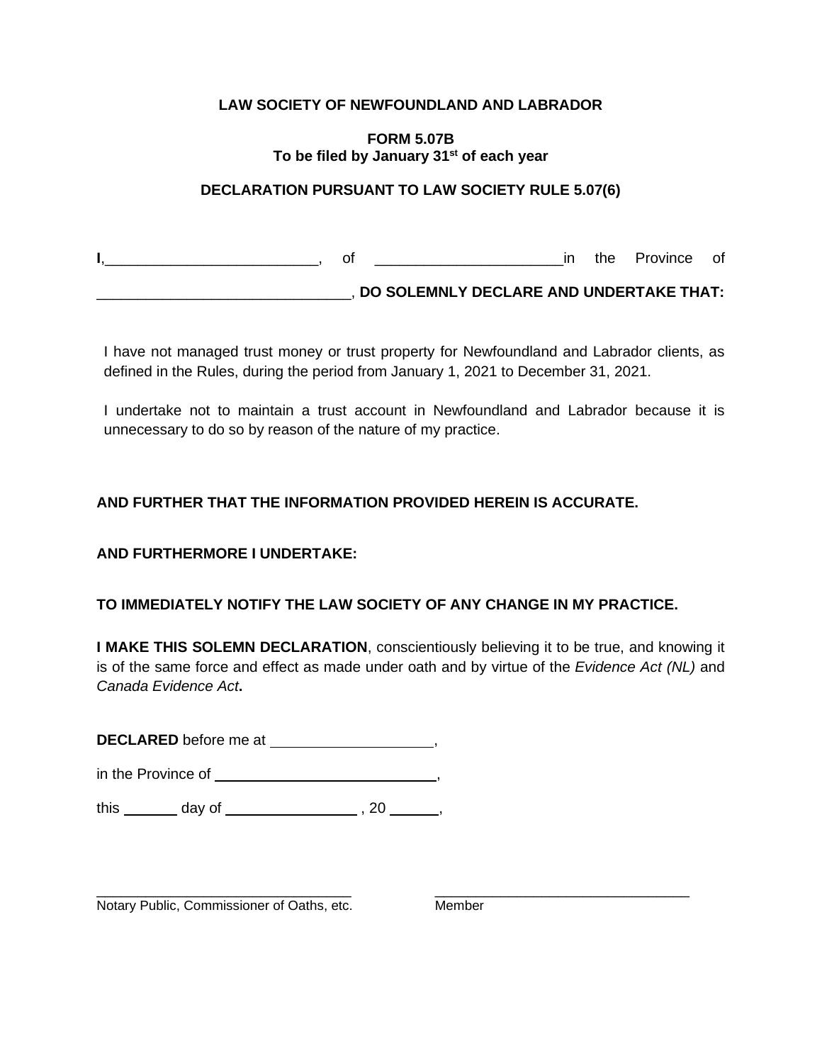**LAW SOCIETY OF NEWFOUNDLAND AND LABRADOR**

**FORM 5.07B**
**To be filed by January 31st of each year**

**DECLARATION PURSUANT TO LAW SOCIETY RULE 5.07(6)**

**I**,_________________________, of ______________________in the Province of _______________________________, **DO SOLEMNLY DECLARE AND UNDERTAKE THAT:**

I have not managed trust money or trust property for Newfoundland and Labrador clients, as defined in the Rules, during the period from January 1, 2021 to December 31, 2021.

I undertake not to maintain a trust account in Newfoundland and Labrador because it is unnecessary to do so by reason of the nature of my practice.

**AND FURTHER THAT THE INFORMATION PROVIDED HEREIN IS ACCURATE.**

**AND FURTHERMORE I UNDERTAKE:**

**TO IMMEDIATELY NOTIFY THE LAW SOCIETY OF ANY CHANGE IN MY PRACTICE.**

**I MAKE THIS SOLEMN DECLARATION**, conscientiously believing it to be true, and knowing it is of the same force and effect as made under oath and by virtue of the *Evidence Act (NL)* and *Canada Evidence Act***.**

**DECLARED** before me at ____________________,

in the Province of ____________________________,

this _______ day of ________________ , 20 ______,

_________________________________
Notary Public, Commissioner of Oaths, etc.

_________________________________
Member